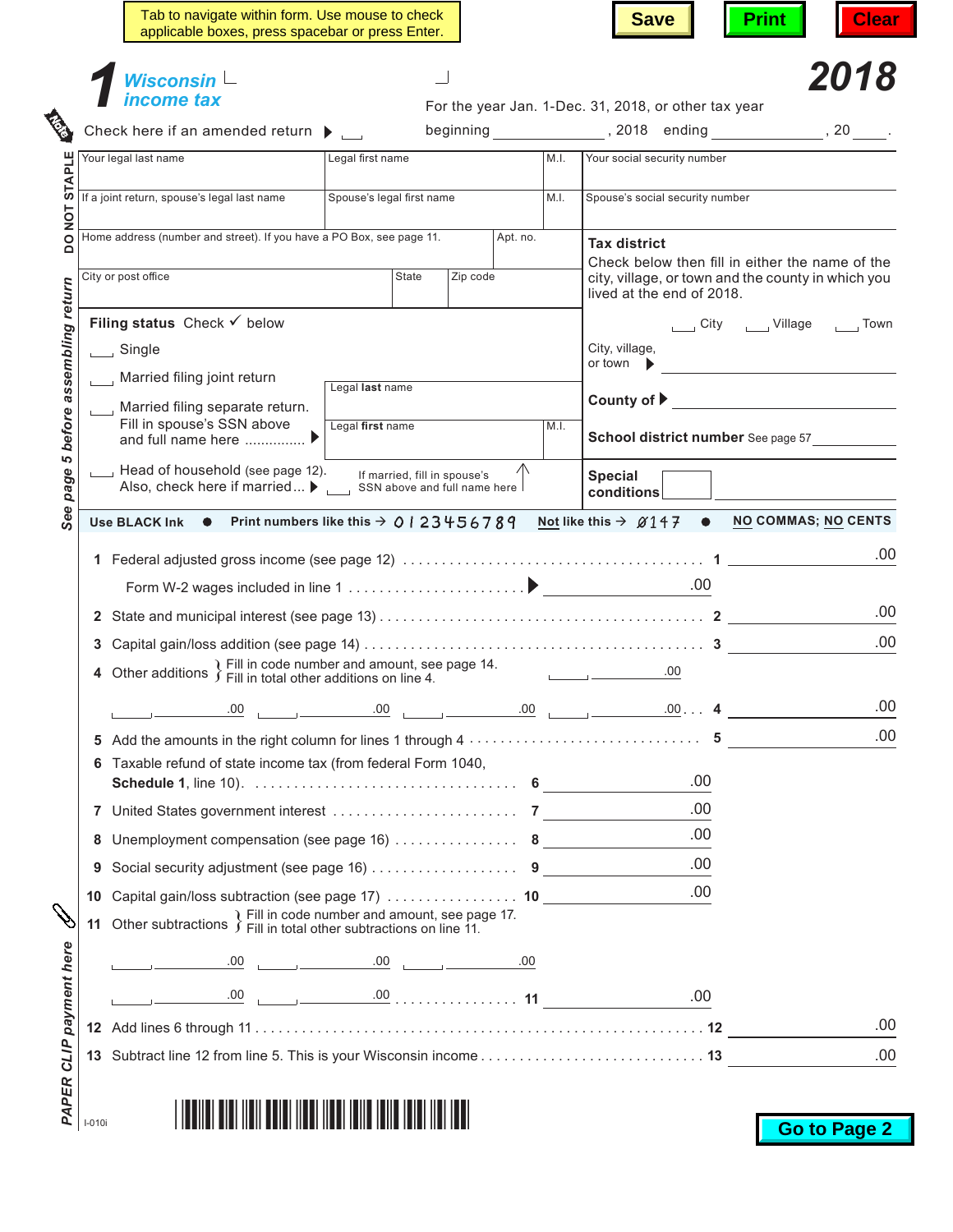Tab to navigate within form. Use mouse to check applicable boxes, press spacebar or press Enter.

Save | Print | Clear

# 1 Wisconsin income tax 2018

Check here if an amended return ▶

For the year Jan. 1-Dec. 31, 2018, or other tax year beginning ____________, 2018 ending ____________, 20 ____.

DO NOT STAPLE

| Your legal last name | Legal first name | M.I. | Your social security number |
|---|---|---|---|
| If a joint return, spouse's legal last name | Spouse's legal first name | M.I. | Spouse's social security number |
| Home address (number and street). If you have a PO Box, see page 11. | Apt. no. | | |
| City or post office | State | Zip code | |

**Tax district**
Check below then fill in either the name of the city, village, or town and the county in which you lived at the end of 2018.

☐ City ☐ Village ☐ Town

City, village, or town ▶ ____________

**County of** ▶ ____________

**School district number** See page 57 ____________

**Special conditions** ____________

**Filing status** Check ✓ below

☐ Single

☐ Married filing joint return

☐ Married filing separate return. Fill in spouse's SSN above and full name here ............... ▶ Legal **last** name ________ Legal **first** name ________ M.I. ____

☐ Head of household (see page 12). Also, check here if married... ▶ ☐ If married, fill in spouse's SSN above and full name here

See page 5 before assembling return

**Use BLACK Ink** ● **Print numbers like this** → 0 1 2 3 4 5 6 7 8 9 **Not like this** → 0 1 4 7 ● **NO COMMAS; NO CENTS**

1 Federal adjusted gross income (see page 12) . . . . . . . . . . . . . . . . . . . . . . . . . . . . . . . . . . **1** ________ .00

Form W-2 wages included in line 1 . . . . . . . . . . . . . . . . . . . . . . . ▶ ________ .00

2 State and municipal interest (see page 13) . . . . . . . . . . . . . . . . . . . . . . . . . . . . . . . . . **2** ________ .00

3 Capital gain/loss addition (see page 14) . . . . . . . . . . . . . . . . . . . . . . . . . . . . . . . . . . **3** ________ .00

4 Other additions } Fill in code number and amount, see page 14. Fill in total other additions on line 4. ____ ________ .00

____ ________ .00 ____ ________ .00 ____ ________ .00 ____ ________ .00 . . . **4** ________ .00

5 Add the amounts in the right column for lines 1 through 4 . . . . . . . . . . . . . . . . . . . . . . . . **5** ________ .00

6 Taxable refund of state income tax (from federal Form 1040, **Schedule 1**, line 10). . . . . . . . . . . . . . . . . . . . . . . . . . . . . . **6** ________ .00

7 United States government interest . . . . . . . . . . . . . . . . . . . . . . **7** ________ .00

8 Unemployment compensation (see page 16) . . . . . . . . . . . . . . . . **8** ________ .00

9 Social security adjustment (see page 16) . . . . . . . . . . . . . . . . . . . **9** ________ .00

10 Capital gain/loss subtraction (see page 17) . . . . . . . . . . . . . . . . . **10** ________ .00

11 Other subtractions } Fill in code number and amount, see page 17. Fill in total other subtractions on line 11.

____ ________ .00 ____ ________ .00 ____ ________ .00

____ ________ .00 ____ ________ .00 . . . . . . . . . . . . . . . . **11** ________ .00

12 Add lines 6 through 11 . . . . . . . . . . . . . . . . . . . . . . . . . . . . . . . . . . . . . . . . . . . . . . . . **12** ________ .00

13 Subtract line 12 from line 5. This is your Wisconsin income . . . . . . . . . . . . . . . . . . . . . . . **13** ________ .00

PAPER CLIP payment here

I-010i

Go to Page 2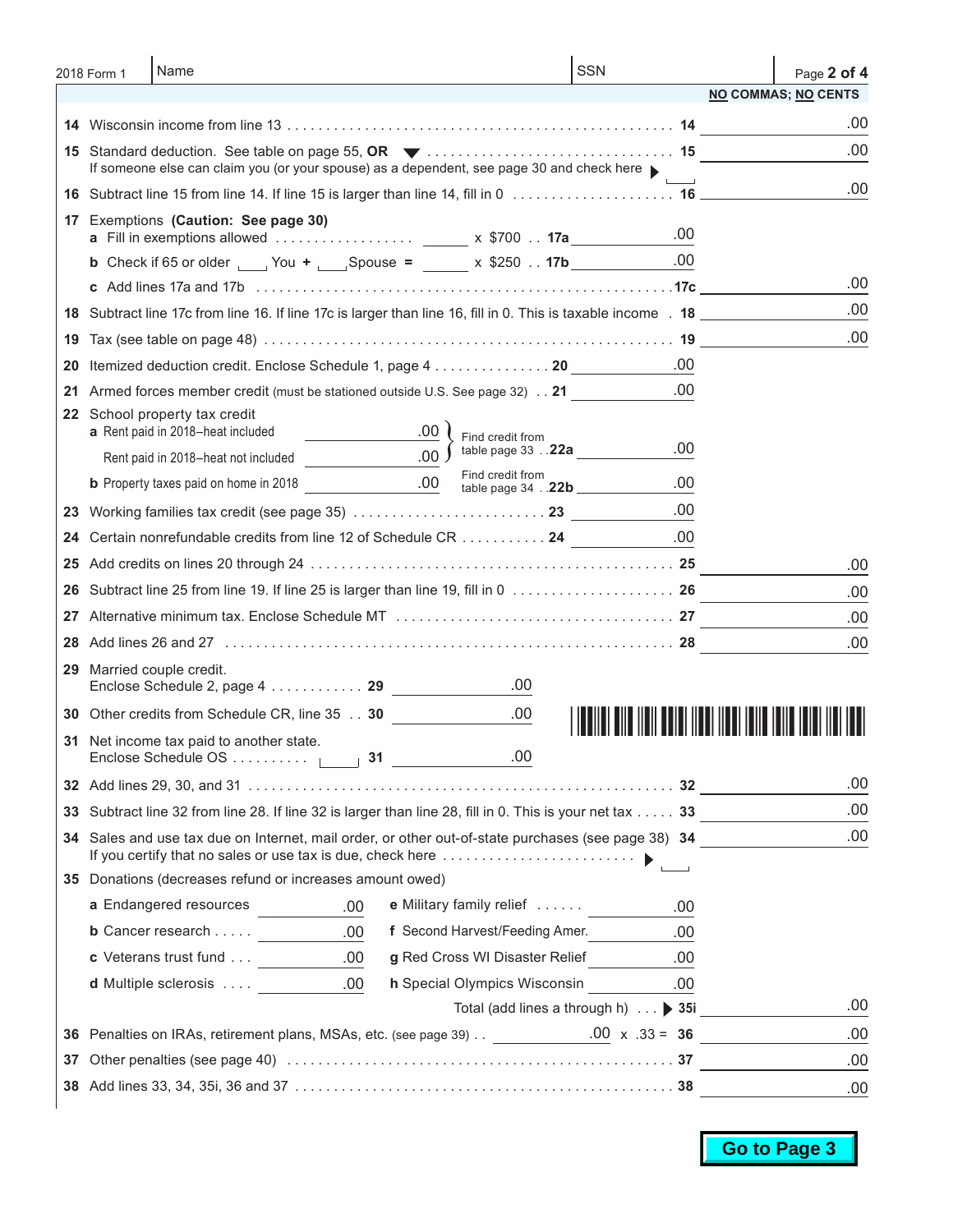2018 Form 1 | Name | SSN

**NO COMMAS; NO CENTS**

14 Wisconsin income from line 13 . . . . . . . . . . . . . . . . . . . . . 14 ______ .00

15 Standard deduction. See table on page 55, **OR** ▼ . . . . . . . . . . . . 15 ______ .00
If someone else can claim you (or your spouse) as a dependent, see page 30 and check here ▶ ☐

16 Subtract line 15 from line 14. If line 15 is larger than line 14, fill in 0 . . . . . 16 ______ .00

17 Exemptions **(Caution: See page 30)**

- **a** Fill in exemptions allowed . . . . . . . . ______ x $700 . . **17a** ______ .00
- **b** Check if 65 or older ☐ You + ☐ Spouse = ______ x $250 . . **17b** ______ .00
- **c** Add lines 17a and 17b . . . . . . . . . . . . . . . . . . . . . . **17c** ______ .00

18 Subtract line 17c from line 16. If line 17c is larger than line 16, fill in 0. This is taxable income . 18 ______ .00

19 Tax (see table on page 48) . . . . . . . . . . . . . . . . . . . . . 19 ______ .00

20 Itemized deduction credit. Enclose Schedule 1, page 4 . . . . . . . 20 ______ .00

21 Armed forces member credit (must be stationed outside U.S. See page 32) . . 21 ______ .00

22 School property tax credit

- **a** Rent paid in 2018–heat included ______ .00
  Rent paid in 2018–heat not included ______ .00
  Find credit from table page 33 . . **22a** ______ .00
- **b** Property taxes paid on home in 2018 ______ .00
  Find credit from table page 34 . . **22b** ______ .00

23 Working families tax credit (see page 35) . . . . . . . . . . . . 23 ______ .00

24 Certain nonrefundable credits from line 12 of Schedule CR . . . . . . 24 ______ .00

25 Add credits on lines 20 through 24 . . . . . . . . . . . . . . . . . 25 ______ .00

26 Subtract line 25 from line 19. If line 25 is larger than line 19, fill in 0 . . . . . 26 ______ .00

27 Alternative minimum tax. Enclose Schedule MT . . . . . . . . . . . 27 ______ .00

28 Add lines 26 and 27 . . . . . . . . . . . . . . . . . . . . . . . . 28 ______ .00

29 Married couple credit.
Enclose Schedule 2, page 4 . . . . . . . . 29 ______ .00

30 Other credits from Schedule CR, line 35 . . 30 ______ .00

31 Net income tax paid to another state.
Enclose Schedule OS . . . . . . . ☐ 31 ______ .00

32 Add lines 29, 30, and 31 . . . . . . . . . . . . . . . . . . . . . . 32 ______ .00

33 Subtract line 32 from line 28. If line 32 is larger than line 28, fill in 0. This is your net tax . . . . . 33 ______ .00

34 Sales and use tax due on Internet, mail order, or other out-of-state purchases (see page 38) 34 ______ .00
If you certify that no sales or use tax is due, check here . . . . . . . . ▶ ☐

35 Donations (decreases refund or increases amount owed)

| | | | |
|---|---|---|---|
| **a** Endangered resources | .00 | **e** Military family relief . . . . . . | .00 |
| **b** Cancer research . . . . . | .00 | **f** Second Harvest/Feeding Amer. | .00 |
| **c** Veterans trust fund . . . | .00 | **g** Red Cross WI Disaster Relief | .00 |
| **d** Multiple sclerosis . . . . | .00 | **h** Special Olympics Wisconsin | .00 |

Total (add lines a through h) . . . ▶ **35i** ______ .00

36 Penalties on IRAs, retirement plans, MSAs, etc. (see page 39) . . ______ .00 x .33 = 36 ______ .00

37 Other penalties (see page 40) . . . . . . . . . . . . . . . . . . . 37 ______ .00

38 Add lines 33, 34, 35i, 36 and 37 . . . . . . . . . . . . . . . . . 38 ______ .00

**Go to Page 3**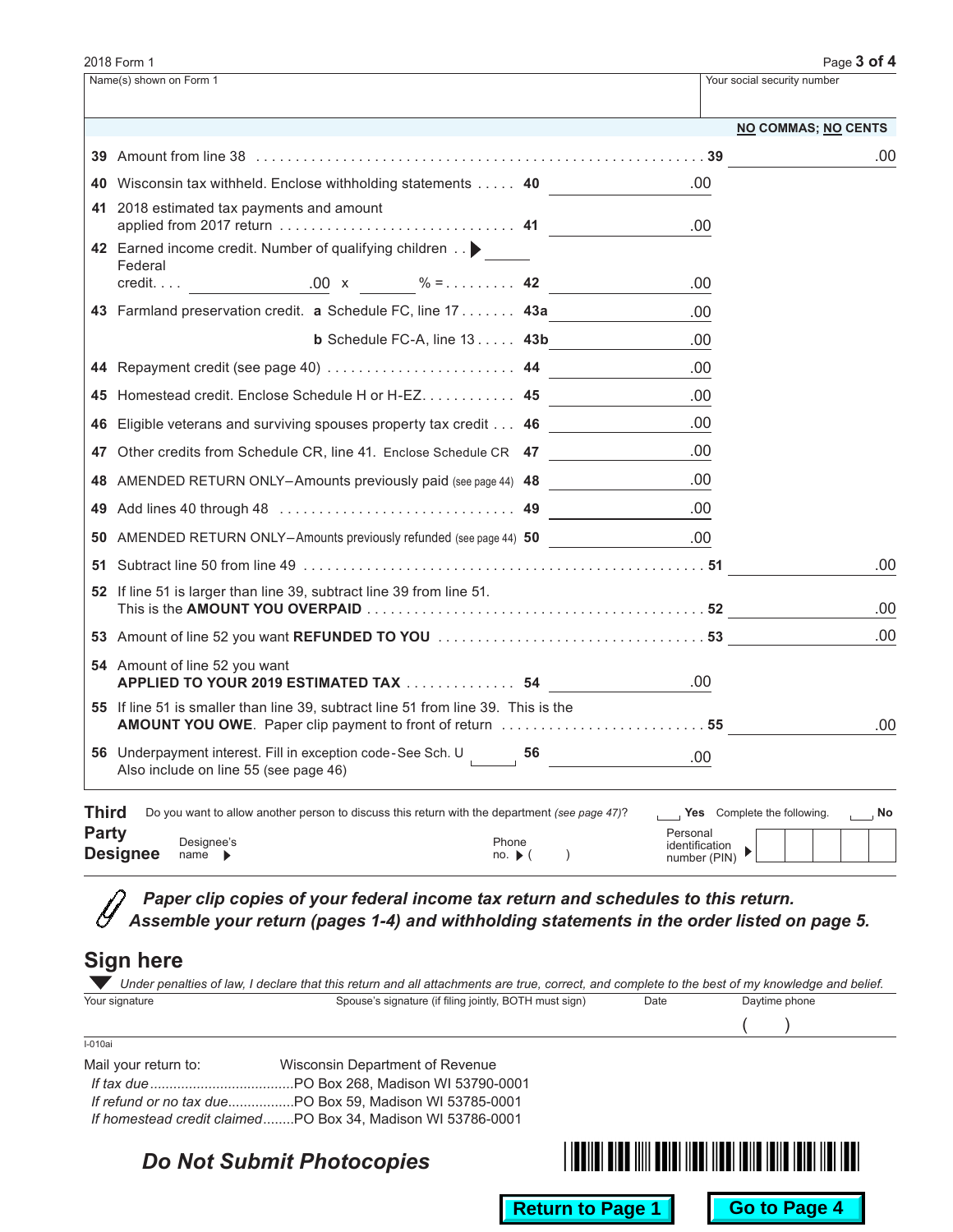2018 Form 1

| Name(s) shown on Form 1 | Your social security number |
|---|---|
| | |

**NO COMMAS; NO CENTS**

| Line | Description | Line | Amount | Line | Amount |
|---|---|---|---|---|---|
| 39 | Amount from line 38 | | | 39 | .00 |
| 40 | Wisconsin tax withheld. Enclose withholding statements | 40 | .00 | | |
| 41 | 2018 estimated tax payments and amount applied from 2017 return | 41 | .00 | | |
| 42 | Earned income credit. Number of qualifying children ▶ ____ Federal credit. . . . ______ .00 x ______ % = | 42 | .00 | | |
| 43 | Farmland preservation credit. **a** Schedule FC, line 17 | 43a | .00 | | |
| | **b** Schedule FC-A, line 13 | 43b | .00 | | |
| 44 | Repayment credit (see page 40) | 44 | .00 | | |
| 45 | Homestead credit. Enclose Schedule H or H-EZ | 45 | .00 | | |
| 46 | Eligible veterans and surviving spouses property tax credit | 46 | .00 | | |
| 47 | Other credits from Schedule CR, line 41. Enclose Schedule CR | 47 | .00 | | |
| 48 | AMENDED RETURN ONLY–Amounts previously paid (see page 44) | 48 | .00 | | |
| 49 | Add lines 40 through 48 | 49 | .00 | | |
| 50 | AMENDED RETURN ONLY–Amounts previously refunded (see page 44) | 50 | .00 | | |
| 51 | Subtract line 50 from line 49 | | | 51 | .00 |
| 52 | If line 51 is larger than line 39, subtract line 39 from line 51. This is the **AMOUNT YOU OVERPAID** | | | 52 | .00 |
| 53 | Amount of line 52 you want **REFUNDED TO YOU** | | | 53 | .00 |
| 54 | Amount of line 52 you want **APPLIED TO YOUR 2019 ESTIMATED TAX** | 54 | .00 | | |
| 55 | If line 51 is smaller than line 39, subtract line 51 from line 39. This is the **AMOUNT YOU OWE**. Paper clip payment to front of return | | | 55 | .00 |
| 56 | Underpayment interest. Fill in exception code - See Sch. U ____ Also include on line 55 (see page 46) | 56 | .00 | | |

**Third Party Designee**

Do you want to allow another person to discuss this return with the department *(see page 47)*? ☐ **Yes** Complete the following. ☐ **No**

Designee's name ▶ ______ Phone no. ▶ (    ) ______ Personal identification number (PIN) ▶ ☐☐☐☐☐

***Paper clip copies of your federal income tax return and schedules to this return. Assemble your return (pages 1-4) and withholding statements in the order listed on page 5.***

## Sign here

*Under penalties of law, I declare that this return and all attachments are true, correct, and complete to the best of my knowledge and belief.*

| Your signature | Spouse's signature (if filing jointly, BOTH must sign) | Date | Daytime phone |
|---|---|---|---|
| | | | (    ) |

I-010ai

Mail your return to: Wisconsin Department of Revenue

*If tax due*....................................PO Box 268, Madison WI 53790-0001
*If refund or no tax due*.................PO Box 59, Madison WI 53785-0001
*If homestead credit claimed*........PO Box 34, Madison WI 53786-0001

***Do Not Submit Photocopies***

Return to Page 1 | Go to Page 4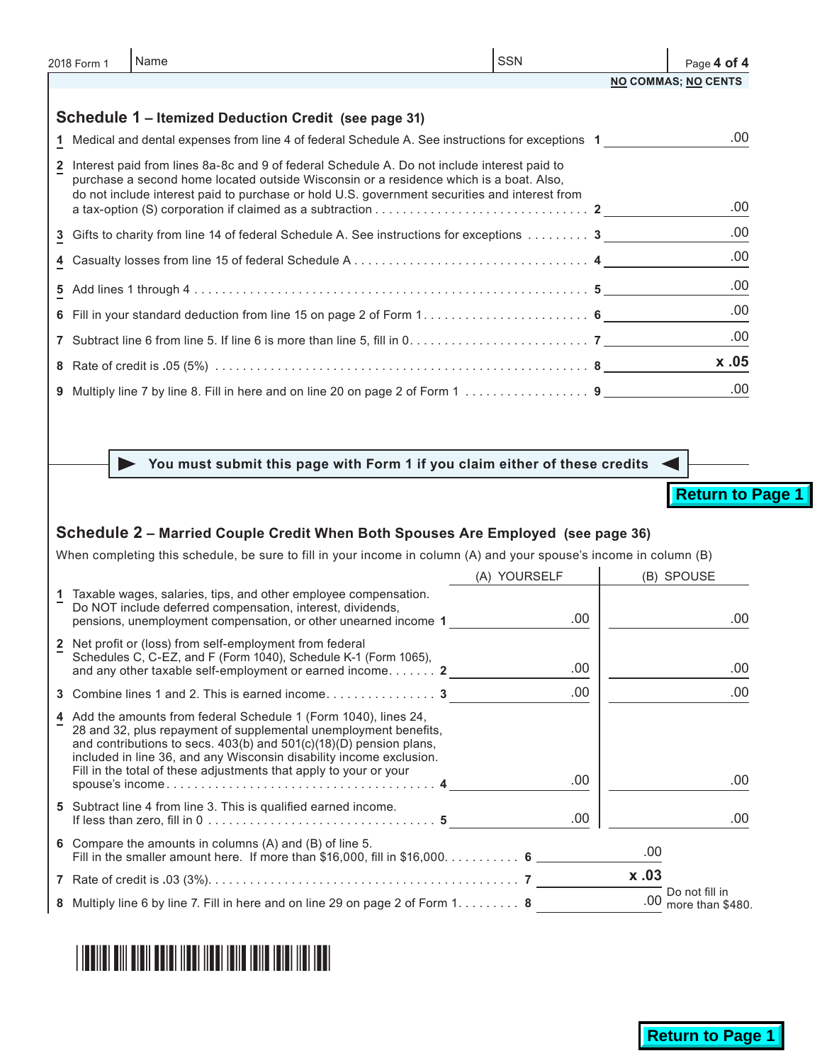| 2018 Form 1 | Name | SSN |
|---|---|---|

**NO COMMAS; NO CENTS**

## Schedule 1 – Itemized Deduction Credit (see page 31)

| | | | |
|---|---|---|---|
| 1 | Medical and dental expenses from line 4 of federal Schedule A. See instructions for exceptions | 1 | .00 |
| 2 | Interest paid from lines 8a-8c and 9 of federal Schedule A. Do not include interest paid to purchase a second home located outside Wisconsin or a residence which is a boat. Also, do not include interest paid to purchase or hold U.S. government securities and interest from a tax-option (S) corporation if claimed as a subtraction | 2 | .00 |
| 3 | Gifts to charity from line 14 of federal Schedule A. See instructions for exceptions | 3 | .00 |
| 4 | Casualty losses from line 15 of federal Schedule A | 4 | .00 |
| 5 | Add lines 1 through 4 | 5 | .00 |
| 6 | Fill in your standard deduction from line 15 on page 2 of Form 1 | 6 | .00 |
| 7 | Subtract line 6 from line 5. If line 6 is more than line 5, fill in 0 | 7 | .00 |
| 8 | Rate of credit is .05 (5%) | 8 | x .05 |
| 9 | Multiply line 7 by line 8. Fill in here and on line 20 on page 2 of Form 1 | 9 | .00 |

**You must submit this page with Form 1 if you claim either of these credits**

Return to Page 1

## Schedule 2 – Married Couple Credit When Both Spouses Are Employed (see page 36)

When completing this schedule, be sure to fill in your income in column (A) and your spouse's income in column (B)

| | | | (A) YOURSELF | (B) SPOUSE |
|---|---|---|---|---|
| 1 | Taxable wages, salaries, tips, and other employee compensation. Do NOT include deferred compensation, interest, dividends, pensions, unemployment compensation, or other unearned income | 1 | .00 | .00 |
| 2 | Net profit or (loss) from self-employment from federal Schedules C, C-EZ, and F (Form 1040), Schedule K-1 (Form 1065), and any other taxable self-employment or earned income | 2 | .00 | .00 |
| 3 | Combine lines 1 and 2. This is earned income | 3 | .00 | .00 |
| 4 | Add the amounts from federal Schedule 1 (Form 1040), lines 24, 28 and 32, plus repayment of supplemental unemployment benefits, and contributions to secs. 403(b) and 501(c)(18)(D) pension plans, included in line 36, and any Wisconsin disability income exclusion. Fill in the total of these adjustments that apply to your or your spouse's income | 4 | .00 | .00 |
| 5 | Subtract line 4 from line 3. This is qualified earned income. If less than zero, fill in 0 | 5 | .00 | .00 |

| | | | |
|---|---|---|---|
| 6 | Compare the amounts in columns (A) and (B) of line 5. Fill in the smaller amount here. If more than $16,000, fill in $16,000 | 6 | .00 |
| 7 | Rate of credit is .03 (3%) | 7 | x .03 |
| 8 | Multiply line 6 by line 7. Fill in here and on line 29 on page 2 of Form 1 | 8 | .00 Do not fill in more than $480. |

Return to Page 1